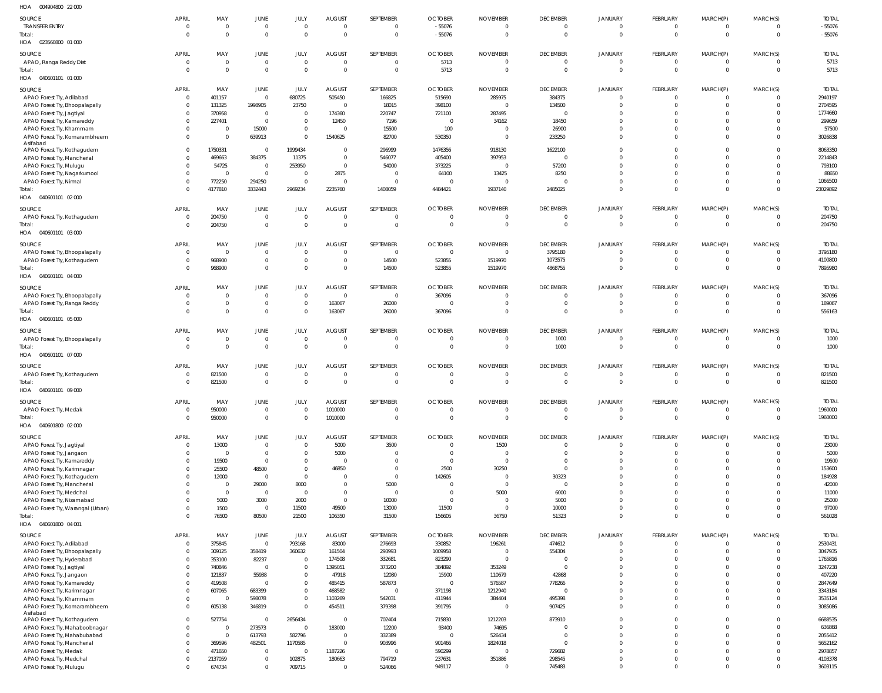HOA 004904800 22 000

| SOURCE | APRIL | MAY | JUNE | JULY | AUGUST | SEPTEMBER | OCTOBER | NOVEMBER | DECEMBER | JANUARY | FEBRUARY | MARCH(P) | MARCH(S) | TOTAL |
|---|---|---|---|---|---|---|---|---|---|---|---|---|---|---|
| TRANSFER ENTRY | 0 | 0 | 0 | 0 | 0 | 0 | -55076 | 0 | 0 | 0 | 0 | 0 | 0 | -55076 |
| Total: | 0 | 0 | 0 | 0 | 0 | 0 | -55076 | 0 | 0 | 0 | 0 | 0 | 0 | -55076 |

HOA 023560800 01 000

| SOURCE | APRIL | MAY | JUNE | JULY | AUGUST | SEPTEMBER | OCTOBER | NOVEMBER | DECEMBER | JANUARY | FEBRUARY | MARCH(P) | MARCH(S) | TOTAL |
|---|---|---|---|---|---|---|---|---|---|---|---|---|---|---|
| APAO, Ranga Reddy Dist | 0 | 0 | 0 | 0 | 0 | 0 | 5713 | 0 | 0 | 0 | 0 | 0 | 0 | 5713 |
| Total: | 0 | 0 | 0 | 0 | 0 | 0 | 5713 | 0 | 0 | 0 | 0 | 0 | 0 | 5713 |

HOA 040601101 01 000

| SOURCE | APRIL | MAY | JUNE | JULY | AUGUST | SEPTEMBER | OCTOBER | NOVEMBER | DECEMBER | JANUARY | FEBRUARY | MARCH(P) | MARCH(S) | TOTAL |
|---|---|---|---|---|---|---|---|---|---|---|---|---|---|---|
| APAO Forest Try, Adilabad | 0 | 401157 | 0 | 680725 | 505450 | 166825 | 515690 | 285975 | 384375 | 0 | 0 | 0 | 0 | 2940197 |
| APAO Forest Try, Bhoopalapally | 0 | 131325 | 1998905 | 23750 | 0 | 18015 | 398100 | 0 | 134500 | 0 | 0 | 0 | 0 | 2704595 |
| APAO Forest Try, Jagtiyal | 0 | 370958 | 0 | 0 | 174360 | 220747 | 721100 | 287495 | 0 | 0 | 0 | 0 | 0 | 1774660 |
| APAO Forest Try, Kamareddy | 0 | 227401 | 0 | 0 | 12450 | 7196 | 0 | 34162 | 18450 | 0 | 0 | 0 | 0 | 299659 |
| APAO Forest Try, Khammam | 0 | 0 | 15000 | 0 | 0 | 15500 | 100 | 0 | 26900 | 0 | 0 | 0 | 0 | 57500 |
| APAO Forest Try, Komarambheem Asifabad | 0 | 0 | 639913 | 0 | 1540625 | 82700 | 530350 | 0 | 233250 | 0 | 0 | 0 | 0 | 3026838 |
| APAO Forest Try, Kothagudem | 0 | 1750331 | 0 | 1999434 | 0 | 296999 | 1476356 | 918130 | 1622100 | 0 | 0 | 0 | 0 | 8063350 |
| APAO Forest Try, Mancherial | 0 | 469663 | 384375 | 11375 | 0 | 546077 | 405400 | 397953 | 0 | 0 | 0 | 0 | 0 | 2214843 |
| APAO Forest Try, Mulugu | 0 | 54725 | 0 | 253950 | 0 | 54000 | 373225 | 0 | 57200 | 0 | 0 | 0 | 0 | 793100 |
| APAO Forest Try, Nagarkurnool | 0 | 0 | 0 | 0 | 2875 | 0 | 64100 | 13425 | 8250 | 0 | 0 | 0 | 0 | 88650 |
| APAO Forest Try, Nirmal | 0 | 772250 | 294250 | 0 | 0 | 0 | 0 | 0 | 0 | 0 | 0 | 0 | 0 | 1066500 |
| Total: | 0 | 4177810 | 3332443 | 2969234 | 2235760 | 1408059 | 4484421 | 1937140 | 2485025 | 0 | 0 | 0 | 0 | 23029892 |

HOA 040601101 02 000

| SOURCE | APRIL | MAY | JUNE | JULY | AUGUST | SEPTEMBER | OCTOBER | NOVEMBER | DECEMBER | JANUARY | FEBRUARY | MARCH(P) | MARCH(S) | TOTAL |
|---|---|---|---|---|---|---|---|---|---|---|---|---|---|---|
| APAO Forest Try, Kothagudem | 0 | 204750 | 0 | 0 | 0 | 0 | 0 | 0 | 0 | 0 | 0 | 0 | 0 | 204750 |
| Total: | 0 | 204750 | 0 | 0 | 0 | 0 | 0 | 0 | 0 | 0 | 0 | 0 | 0 | 204750 |

HOA 040601101 03 000

| SOURCE | APRIL | MAY | JUNE | JULY | AUGUST | SEPTEMBER | OCTOBER | NOVEMBER | DECEMBER | JANUARY | FEBRUARY | MARCH(P) | MARCH(S) | TOTAL |
|---|---|---|---|---|---|---|---|---|---|---|---|---|---|---|
| APAO Forest Try, Bhoopalapally | 0 | 0 | 0 | 0 | 0 | 0 | 0 | 0 | 3795180 | 0 | 0 | 0 | 0 | 3795180 |
| APAO Forest Try, Kothagudem | 0 | 968900 | 0 | 0 | 0 | 14500 | 523855 | 1519970 | 1073575 | 0 | 0 | 0 | 0 | 4100800 |
| Total: | 0 | 968900 | 0 | 0 | 0 | 14500 | 523855 | 1519970 | 4868755 | 0 | 0 | 0 | 0 | 7895980 |

HOA 040601101 04 000

| SOURCE | APRIL | MAY | JUNE | JULY | AUGUST | SEPTEMBER | OCTOBER | NOVEMBER | DECEMBER | JANUARY | FEBRUARY | MARCH(P) | MARCH(S) | TOTAL |
|---|---|---|---|---|---|---|---|---|---|---|---|---|---|---|
| APAO Forest Try, Bhoopalapally | 0 | 0 | 0 | 0 | 0 | 0 | 367096 | 0 | 0 | 0 | 0 | 0 | 0 | 367096 |
| APAO Forest Try, Ranga Reddy | 0 | 0 | 0 | 0 | 163067 | 26000 | 0 | 0 | 0 | 0 | 0 | 0 | 0 | 189067 |
| Total: | 0 | 0 | 0 | 0 | 163067 | 26000 | 367096 | 0 | 0 | 0 | 0 | 0 | 0 | 556163 |

HOA 040601101 05 000

| SOURCE | APRIL | MAY | JUNE | JULY | AUGUST | SEPTEMBER | OCTOBER | NOVEMBER | DECEMBER | JANUARY | FEBRUARY | MARCH(P) | MARCH(S) | TOTAL |
|---|---|---|---|---|---|---|---|---|---|---|---|---|---|---|
| APAO Forest Try, Bhoopalapally | 0 | 0 | 0 | 0 | 0 | 0 | 0 | 0 | 1000 | 0 | 0 | 0 | 0 | 1000 |
| Total: | 0 | 0 | 0 | 0 | 0 | 0 | 0 | 0 | 1000 | 0 | 0 | 0 | 0 | 1000 |

HOA 040601101 07 000

| SOURCE | APRIL | MAY | JUNE | JULY | AUGUST | SEPTEMBER | OCTOBER | NOVEMBER | DECEMBER | JANUARY | FEBRUARY | MARCH(P) | MARCH(S) | TOTAL |
|---|---|---|---|---|---|---|---|---|---|---|---|---|---|---|
| APAO Forest Try, Kothagudem | 0 | 821500 | 0 | 0 | 0 | 0 | 0 | 0 | 0 | 0 | 0 | 0 | 0 | 821500 |
| Total: | 0 | 821500 | 0 | 0 | 0 | 0 | 0 | 0 | 0 | 0 | 0 | 0 | 0 | 821500 |

HOA 040601101 09 000

| SOURCE | APRIL | MAY | JUNE | JULY | AUGUST | SEPTEMBER | OCTOBER | NOVEMBER | DECEMBER | JANUARY | FEBRUARY | MARCH(P) | MARCH(S) | TOTAL |
|---|---|---|---|---|---|---|---|---|---|---|---|---|---|---|
| APAO Forest Try, Medak | 0 | 950000 | 0 | 0 | 1010000 | 0 | 0 | 0 | 0 | 0 | 0 | 0 | 0 | 1960000 |
| Total: | 0 | 950000 | 0 | 0 | 1010000 | 0 | 0 | 0 | 0 | 0 | 0 | 0 | 0 | 1960000 |

HOA 040601800 02 000

| SOURCE | APRIL | MAY | JUNE | JULY | AUGUST | SEPTEMBER | OCTOBER | NOVEMBER | DECEMBER | JANUARY | FEBRUARY | MARCH(P) | MARCH(S) | TOTAL |
|---|---|---|---|---|---|---|---|---|---|---|---|---|---|---|
| APAO Forest Try, Jagtiyal | 0 | 13000 | 0 | 0 | 5000 | 3500 | 0 | 1500 | 0 | 0 | 0 | 0 | 0 | 23000 |
| APAO Forest Try, Jangaon | 0 | 0 | 0 | 0 | 5000 | 0 | 0 | 0 | 0 | 0 | 0 | 0 | 0 | 5000 |
| APAO Forest Try, Kamareddy | 0 | 19500 | 0 | 0 | 0 | 0 | 0 | 0 | 0 | 0 | 0 | 0 | 0 | 19500 |
| APAO Forest Try, Karimnagar | 0 | 25500 | 48500 | 0 | 46850 | 0 | 2500 | 30250 | 0 | 0 | 0 | 0 | 0 | 153600 |
| APAO Forest Try, Kothagudem | 0 | 12000 | 0 | 0 | 0 | 0 | 142605 | 0 | 30323 | 0 | 0 | 0 | 0 | 184928 |
| APAO Forest Try, Mancherial | 0 | 0 | 29000 | 8000 | 0 | 5000 | 0 | 0 | 0 | 0 | 0 | 0 | 0 | 42000 |
| APAO Forest Try, Medchal | 0 | 0 | 0 | 0 | 0 | 0 | 0 | 5000 | 6000 | 0 | 0 | 0 | 0 | 11000 |
| APAO Forest Try, Nizamabad | 0 | 5000 | 3000 | 2000 | 0 | 10000 | 0 | 0 | 5000 | 0 | 0 | 0 | 0 | 25000 |
| APAO Forest Try, Warangal (Urban) | 0 | 1500 | 0 | 11500 | 49500 | 13000 | 11500 | 0 | 10000 | 0 | 0 | 0 | 0 | 97000 |
| Total: | 0 | 76500 | 80500 | 21500 | 106350 | 31500 | 156605 | 36750 | 51323 | 0 | 0 | 0 | 0 | 561028 |

HOA 040601800 04 001

| SOURCE | APRIL | MAY | JUNE | JULY | AUGUST | SEPTEMBER | OCTOBER | NOVEMBER | DECEMBER | JANUARY | FEBRUARY | MARCH(P) | MARCH(S) | TOTAL |
|---|---|---|---|---|---|---|---|---|---|---|---|---|---|---|
| APAO Forest Try, Adilabad | 0 | 375845 | 0 | 793168 | 83000 | 276693 | 330852 | 196261 | 474612 | 0 | 0 | 0 | 0 | 2530431 |
| APAO Forest Try, Bhoopalapally | 0 | 309125 | 358419 | 360632 | 161504 | 293993 | 1009958 | 0 | 554304 | 0 | 0 | 0 | 0 | 3047935 |
| APAO Forest Try, Hyderabad | 0 | 353100 | 82237 | 0 | 174508 | 332681 | 823290 | 0 | 0 | 0 | 0 | 0 | 0 | 1765816 |
| APAO Forest Try, Jagtiyal | 0 | 740846 | 0 | 0 | 1395051 | 373200 | 384892 | 353249 | 0 | 0 | 0 | 0 | 0 | 3247238 |
| APAO Forest Try, Jangaon | 0 | 121837 | 55938 | 0 | 47918 | 12080 | 15900 | 110679 | 42868 | 0 | 0 | 0 | 0 | 407220 |
| APAO Forest Try, Kamareddy | 0 | 419508 | 0 | 0 | 485415 | 587873 | 0 | 576587 | 778266 | 0 | 0 | 0 | 0 | 2847649 |
| APAO Forest Try, Karimnagar | 0 | 607065 | 683399 | 0 | 468582 | 0 | 371198 | 1212940 | 0 | 0 | 0 | 0 | 0 | 3343184 |
| APAO Forest Try, Khammam | 0 | 0 | 598078 | 0 | 1103269 | 542031 | 411944 | 384404 | 495398 | 0 | 0 | 0 | 0 | 3535124 |
| APAO Forest Try, Komarambheem Asifabad | 0 | 605138 | 346819 | 0 | 454511 | 379398 | 391795 | 0 | 907425 | 0 | 0 | 0 | 0 | 3085086 |
| APAO Forest Try, Kothagudem | 0 | 527754 | 0 | 2656434 | 0 | 702404 | 715830 | 1212203 | 873910 | 0 | 0 | 0 | 0 | 6688535 |
| APAO Forest Try, Mahaboobnagar | 0 | 0 | 273573 | 0 | 183000 | 12200 | 93400 | 74695 | 0 | 0 | 0 | 0 | 0 | 636868 |
| APAO Forest Try, Mahabubabad | 0 | 0 | 613793 | 582796 | 0 | 332389 | 0 | 526434 | 0 | 0 | 0 | 0 | 0 | 2055412 |
| APAO Forest Try, Mancherial | 0 | 369596 | 482501 | 1170585 | 0 | 903996 | 901466 | 1824018 | 0 | 0 | 0 | 0 | 0 | 5652162 |
| APAO Forest Try, Medak | 0 | 471650 | 0 | 0 | 1187226 | 0 | 590299 | 0 | 729682 | 0 | 0 | 0 | 0 | 2978857 |
| APAO Forest Try, Medchal | 0 | 2137059 | 0 | 102875 | 180663 | 794719 | 237631 | 351886 | 298545 | 0 | 0 | 0 | 0 | 4103378 |
| APAO Forest Try, Mulugu | 0 | 674734 | 0 | 709715 | 0 | 524066 | 949117 | 0 | 745483 | 0 | 0 | 0 | 0 | 3603115 |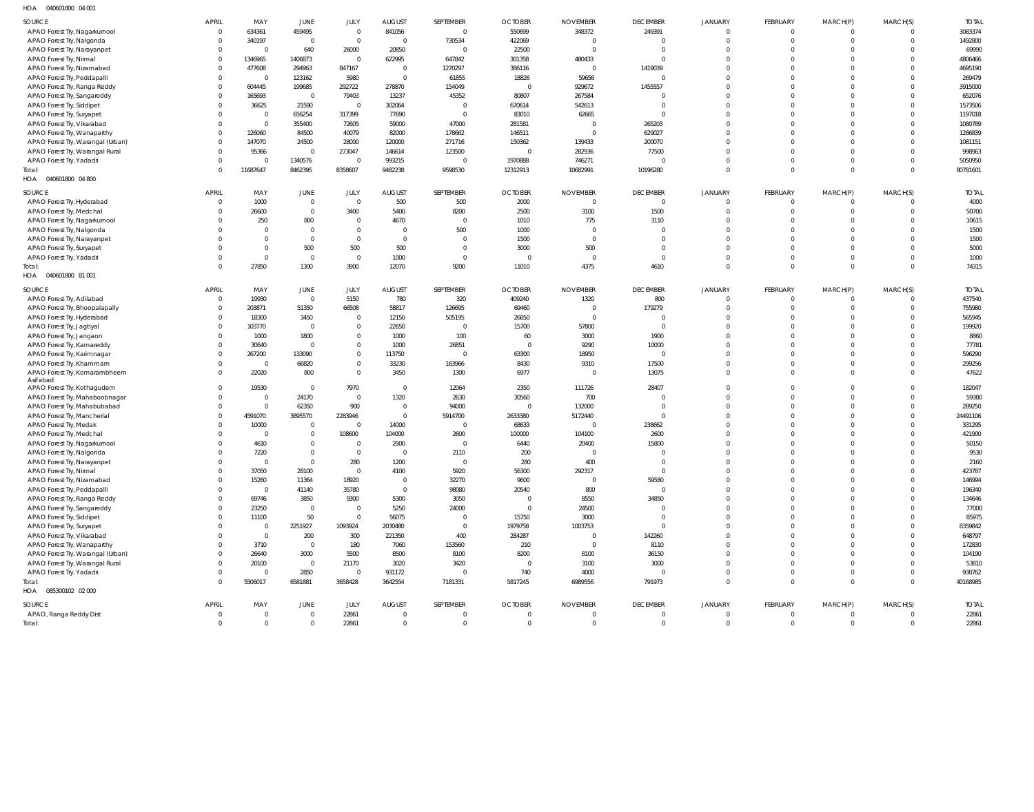HOA 040601800 04 001

| SOURCE | APRIL | MAY | JUNE | JULY | AUGUST | SEPTEMBER | OCTOBER | NOVEMBER | DECEMBER | JANUARY | FEBRUARY | MARCH(P) | MARCH(S) | TOTAL |
|---|---|---|---|---|---|---|---|---|---|---|---|---|---|---|
| APAO Forest Try, Nagarkurnool | 0 | 634361 | 459495 | 0 | 841056 | 0 | 550699 | 348372 | 249391 | 0 | 0 | 0 | 0 | 3083374 |
| APAO Forest Try, Nalgonda | 0 | 340197 | 0 | 0 | 0 | 730534 | 422069 | 0 | 0 | 0 | 0 | 0 | 0 | 1492800 |
| APAO Forest Try, Narayanpet | 0 | 0 | 640 | 26000 | 20850 | 0 | 22500 | 0 | 0 | 0 | 0 | 0 | 0 | 69990 |
| APAO Forest Try, Nirmal | 0 | 1346965 | 1406873 | 0 | 622995 | 647842 | 301358 | 480433 | 0 | 0 | 0 | 0 | 0 | 4806466 |
| APAO Forest Try, Nizamabad | 0 | 477608 | 294963 | 847167 | 0 | 1270297 | 386116 | 0 | 1419039 | 0 | 0 | 0 | 0 | 4695190 |
| APAO Forest Try, Peddapalli | 0 | 0 | 123162 | 5980 | 0 | 61855 | 18826 | 59656 | 0 | 0 | 0 | 0 | 0 | 269479 |
| APAO Forest Try, Ranga Reddy | 0 | 604445 | 199685 | 292722 | 278870 | 154049 | 0 | 929672 | 1455557 | 0 | 0 | 0 | 0 | 3915000 |
| APAO Forest Try, Sangareddy | 0 | 165693 | 0 | 79403 | 13237 | 45352 | 80807 | 267584 | 0 | 0 | 0 | 0 | 0 | 652076 |
| APAO Forest Try, Siddipet | 0 | 36625 | 21590 | 0 | 302064 | 0 | 670614 | 542613 | 0 | 0 | 0 | 0 | 0 | 1573506 |
| APAO Forest Try, Suryapet | 0 | 0 | 656254 | 317399 | 77690 | 0 | 83010 | 62665 | 0 | 0 | 0 | 0 | 0 | 1197018 |
| APAO Forest Try, Vikarabad | 0 | 0 | 355400 | 72605 | 59000 | 47000 | 281581 | 0 | 265203 | 0 | 0 | 0 | 0 | 1080789 |
| APAO Forest Try, Wanaparthy | 0 | 126060 | 84500 | 40079 | 82000 | 178662 | 146511 | 0 | 629027 | 0 | 0 | 0 | 0 | 1286839 |
| APAO Forest Try, Warangal (Urban) | 0 | 147070 | 24500 | 28000 | 120000 | 271716 | 150362 | 139433 | 200070 | 0 | 0 | 0 | 0 | 1081151 |
| APAO Forest Try, Warangal Rural | 0 | 95366 | 0 | 273047 | 146614 | 123500 | 0 | 282936 | 77500 | 0 | 0 | 0 | 0 | 998963 |
| APAO Forest Try, Yadadri | 0 | 0 | 1340576 | 0 | 993215 | 0 | 1970888 | 746271 | 0 | 0 | 0 | 0 | 0 | 5050950 |
| Total: | 0 | 11687647 | 8462395 | 8358607 | 9482238 | 9598530 | 12312913 | 10682991 | 10196280 | 0 | 0 | 0 | 0 | 80781601 |

HOA 040601800 04 800

| SOURCE | APRIL | MAY | JUNE | JULY | AUGUST | SEPTEMBER | OCTOBER | NOVEMBER | DECEMBER | JANUARY | FEBRUARY | MARCH(P) | MARCH(S) | TOTAL |
|---|---|---|---|---|---|---|---|---|---|---|---|---|---|---|
| APAO Forest Try, Hyderabad | 0 | 1000 | 0 | 0 | 500 | 500 | 2000 | 0 | 0 | 0 | 0 | 0 | 0 | 4000 |
| APAO Forest Try, Medchal | 0 | 26600 | 0 | 3400 | 5400 | 8200 | 2500 | 3100 | 1500 | 0 | 0 | 0 | 0 | 50700 |
| APAO Forest Try, Nagarkurnool | 0 | 250 | 800 | 0 | 4670 | 0 | 1010 | 775 | 3110 | 0 | 0 | 0 | 0 | 10615 |
| APAO Forest Try, Nalgonda | 0 | 0 | 0 | 0 | 0 | 500 | 1000 | 0 | 0 | 0 | 0 | 0 | 0 | 1500 |
| APAO Forest Try, Narayanpet | 0 | 0 | 0 | 0 | 0 | 0 | 1500 | 0 | 0 | 0 | 0 | 0 | 0 | 1500 |
| APAO Forest Try, Suryapet | 0 | 0 | 500 | 500 | 500 | 0 | 3000 | 500 | 0 | 0 | 0 | 0 | 0 | 5000 |
| APAO Forest Try, Yadadri | 0 | 0 | 0 | 0 | 1000 | 0 | 0 | 0 | 0 | 0 | 0 | 0 | 0 | 1000 |
| Total: | 0 | 27850 | 1300 | 3900 | 12070 | 9200 | 11010 | 4375 | 4610 | 0 | 0 | 0 | 0 | 74315 |

HOA 040601800 81 001

| SOURCE | APRIL | MAY | JUNE | JULY | AUGUST | SEPTEMBER | OCTOBER | NOVEMBER | DECEMBER | JANUARY | FEBRUARY | MARCH(P) | MARCH(S) | TOTAL |
|---|---|---|---|---|---|---|---|---|---|---|---|---|---|---|
| APAO Forest Try, Adilabad | 0 | 19930 | 0 | 5150 | 780 | 320 | 409240 | 1320 | 800 | 0 | 0 | 0 | 0 | 437540 |
| APAO Forest Try, Bhoopalapally | 0 | 203871 | 51350 | 66508 | 58817 | 126695 | 69460 | 0 | 179279 | 0 | 0 | 0 | 0 | 755980 |
| APAO Forest Try, Hyderabad | 0 | 18300 | 3450 | 0 | 12150 | 505195 | 26850 | 0 | 0 | 0 | 0 | 0 | 0 | 565945 |
| APAO Forest Try, Jagtiyal | 0 | 103770 | 0 | 0 | 22650 | 0 | 15700 | 57800 | 0 | 0 | 0 | 0 | 0 | 199920 |
| APAO Forest Try, Jangaon | 0 | 1000 | 1800 | 0 | 1000 | 100 | 60 | 3000 | 1900 | 0 | 0 | 0 | 0 | 8860 |
| APAO Forest Try, Kamareddy | 0 | 30640 | 0 | 0 | 1000 | 26851 | 0 | 9290 | 10000 | 0 | 0 | 0 | 0 | 77781 |
| APAO Forest Try, Karimnagar | 0 | 267200 | 133090 | 0 | 113750 | 0 | 63300 | 18950 | 0 | 0 | 0 | 0 | 0 | 596290 |
| APAO Forest Try, Khammam | 0 | 0 | 66820 | 0 | 33230 | 163966 | 8430 | 9310 | 17500 | 0 | 0 | 0 | 0 | 299256 |
| APAO Forest Try, Komarambheem Asifabad | 0 | 22020 | 800 | 0 | 3450 | 1300 | 6977 | 0 | 13075 | 0 | 0 | 0 | 0 | 47622 |
| APAO Forest Try, Kothagudem | 0 | 19530 | 0 | 7970 | 0 | 12064 | 2350 | 111726 | 28407 | 0 | 0 | 0 | 0 | 182047 |
| APAO Forest Try, Mahaboobnagar | 0 | 0 | 24170 | 0 | 1320 | 2630 | 30560 | 700 | 0 | 0 | 0 | 0 | 0 | 59380 |
| APAO Forest Try, Mahabubabad | 0 | 0 | 62350 | 900 | 0 | 94000 | 0 | 132000 | 0 | 0 | 0 | 0 | 0 | 289250 |
| APAO Forest Try, Mancherial | 0 | 4591070 | 3895570 | 2283946 | 0 | 5914700 | 2633380 | 5172440 | 0 | 0 | 0 | 0 | 0 | 24491106 |
| APAO Forest Try, Medak | 0 | 10000 | 0 | 0 | 14000 | 0 | 68633 | 0 | 238662 | 0 | 0 | 0 | 0 | 331295 |
| APAO Forest Try, Medchal | 0 | 0 | 0 | 108600 | 104000 | 2600 | 100000 | 104100 | 2600 | 0 | 0 | 0 | 0 | 421900 |
| APAO Forest Try, Nagarkurnool | 0 | 4610 | 0 | 0 | 2900 | 0 | 6440 | 20400 | 15800 | 0 | 0 | 0 | 0 | 50150 |
| APAO Forest Try, Nalgonda | 0 | 7220 | 0 | 0 | 0 | 2110 | 200 | 0 | 0 | 0 | 0 | 0 | 0 | 9530 |
| APAO Forest Try, Narayanpet | 0 | 0 | 0 | 280 | 1200 | 0 | 280 | 400 | 0 | 0 | 0 | 0 | 0 | 2160 |
| APAO Forest Try, Nirmal | 0 | 37050 | 28100 | 0 | 4100 | 5920 | 56300 | 292317 | 0 | 0 | 0 | 0 | 0 | 423787 |
| APAO Forest Try, Nizamabad | 0 | 15260 | 11364 | 18920 | 0 | 32270 | 9600 | 0 | 59580 | 0 | 0 | 0 | 0 | 146994 |
| APAO Forest Try, Peddapalli | 0 | 0 | 41140 | 35780 | 0 | 98080 | 20540 | 800 | 0 | 0 | 0 | 0 | 0 | 196340 |
| APAO Forest Try, Ranga Reddy | 0 | 69746 | 3850 | 9300 | 5300 | 3050 | 0 | 8550 | 34850 | 0 | 0 | 0 | 0 | 134646 |
| APAO Forest Try, Sangareddy | 0 | 23250 | 0 | 0 | 5250 | 24000 | 0 | 24500 | 0 | 0 | 0 | 0 | 0 | 77000 |
| APAO Forest Try, Siddipet | 0 | 11100 | 50 | 0 | 56075 | 0 | 15750 | 3000 | 0 | 0 | 0 | 0 | 0 | 85975 |
| APAO Forest Try, Suryapet | 0 | 0 | 2251927 | 1093924 | 2030480 | 0 | 1979758 | 1003753 | 0 | 0 | 0 | 0 | 0 | 8359842 |
| APAO Forest Try, Vikarabad | 0 | 0 | 200 | 300 | 221350 | 400 | 284287 | 0 | 142260 | 0 | 0 | 0 | 0 | 648797 |
| APAO Forest Try, Wanaparthy | 0 | 3710 | 0 | 180 | 7060 | 153560 | 210 | 0 | 8110 | 0 | 0 | 0 | 0 | 172830 |
| APAO Forest Try, Warangal (Urban) | 0 | 26640 | 3000 | 5500 | 8500 | 8100 | 8200 | 8100 | 36150 | 0 | 0 | 0 | 0 | 104190 |
| APAO Forest Try, Warangal Rural | 0 | 20100 | 0 | 21170 | 3020 | 3420 | 0 | 3100 | 3000 | 0 | 0 | 0 | 0 | 53810 |
| APAO Forest Try, Yadadri | 0 | 0 | 2850 | 0 | 931172 | 0 | 740 | 4000 | 0 | 0 | 0 | 0 | 0 | 938762 |
| Total: | 0 | 5506017 | 6581881 | 3658428 | 3642554 | 7181331 | 5817245 | 6989556 | 791973 | 0 | 0 | 0 | 0 | 40168985 |

HOA 085300102 02 000

| SOURCE | APRIL | MAY | JUNE | JULY | AUGUST | SEPTEMBER | OCTOBER | NOVEMBER | DECEMBER | JANUARY | FEBRUARY | MARCH(P) | MARCH(S) | TOTAL |
|---|---|---|---|---|---|---|---|---|---|---|---|---|---|---|
| APAO, Ranga Reddy Dist | 0 | 0 | 0 | 22861 | 0 | 0 | 0 | 0 | 0 | 0 | 0 | 0 | 0 | 22861 |
| Total: | 0 | 0 | 0 | 22861 | 0 | 0 | 0 | 0 | 0 | 0 | 0 | 0 | 0 | 22861 |